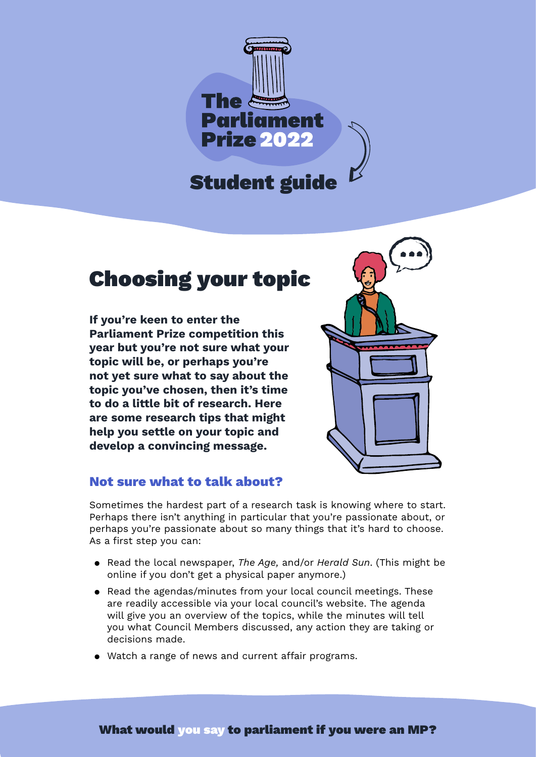# The Parliament Prize 2022

## Student guide

# Choosing your topic

**If you're keen to enter the Parliament Prize competition this year but you're not sure what your topic will be, or perhaps you're not yet sure what to say about the topic you've chosen, then it's time to do a little bit of research. Here are some research tips that might help you settle on your topic and develop a convincing message.**

### Not sure what to talk about?

Sometimes the hardest part of a research task is knowing where to start. Perhaps there isn't anything in particular that you're passionate about, or perhaps you're passionate about so many things that it's hard to choose. As a first step you can:

- Read the local newspaper, *The Age,* and/or *Herald Sun*. (This might be online if you don't get a physical paper anymore.)
- Read the agendas/minutes from your local council meetings. These are readily accessible via your local council's website. The agenda will give you an overview of the topics, while the minutes will tell you what Council Members discussed, any action they are taking or decisions made.
- Watch a range of news and current affair programs.

**What would you say to parliament if you were an MP?**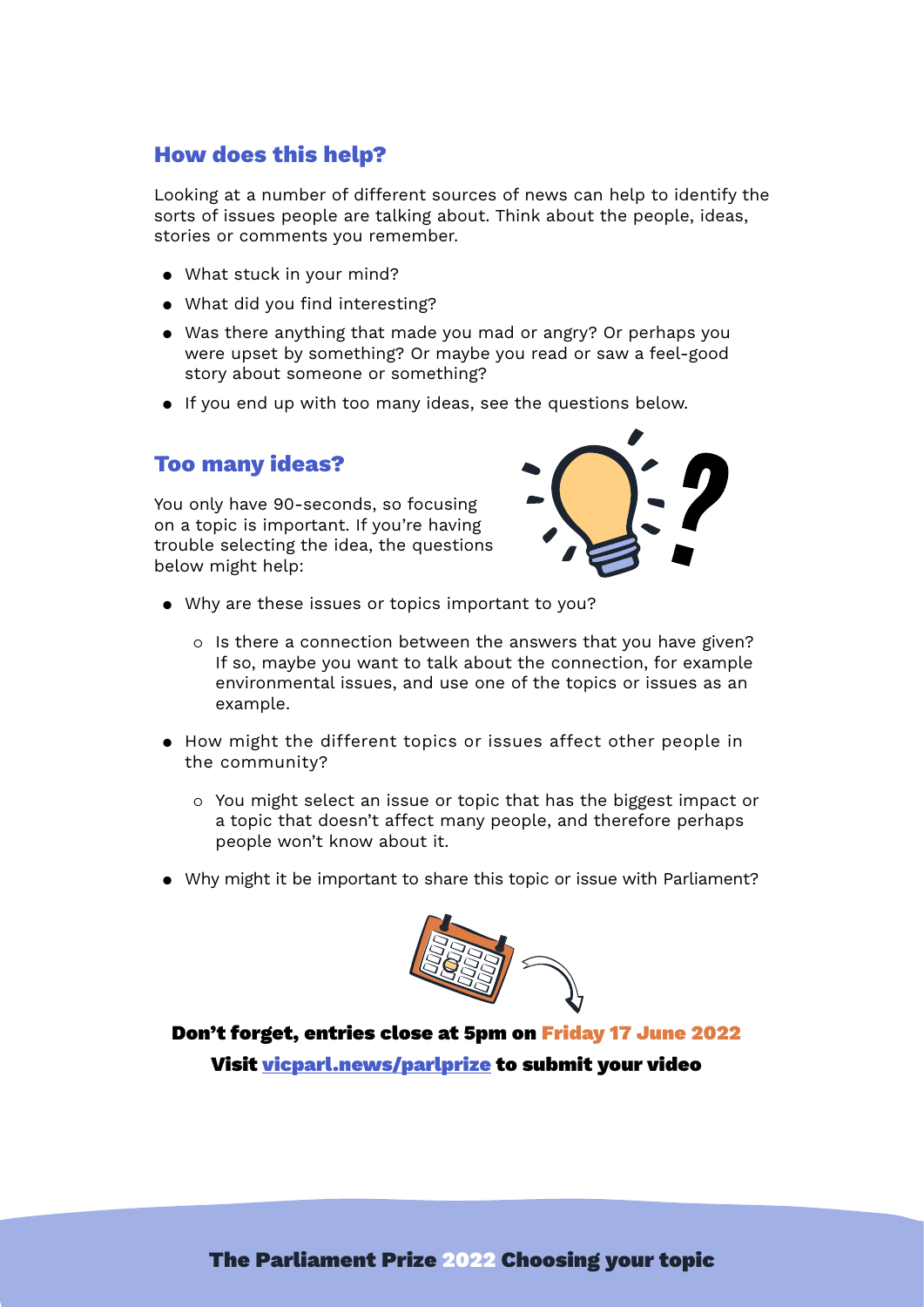## How does this help?

Looking at a number of different sources of news can help to identify the sorts of issues people are talking about. Think about the people, ideas, stories or comments you remember.

- What stuck in your mind?
- What did you find interesting?
- Was there anything that made you mad or angry? Or perhaps you were upset by something? Or maybe you read or saw a feel-good story about someone or something?
- If you end up with too many ideas, see the questions below.

## Too many ideas?

You only have 90-seconds, so focusing on a topic is important. If you're having trouble selecting the idea, the questions below might help:

- Why are these issues or topics important to you?
  - Is there a connection between the answers that you have given? If so, maybe you want to talk about the connection, for example environmental issues, and use one of the topics or issues as an example.
- How might the different topics or issues affect other people in the community?
  - You might select an issue or topic that has the biggest impact or a topic that doesn't affect many people, and therefore perhaps people won't know about it.
- Why might it be important to share this topic or issue with Parliament?

**Don't forget, entries close at 5pm on Friday 17 June 2022**

**Visit [vicparl.news/parlprize](vicparl.news/parlprize) to submit your video**